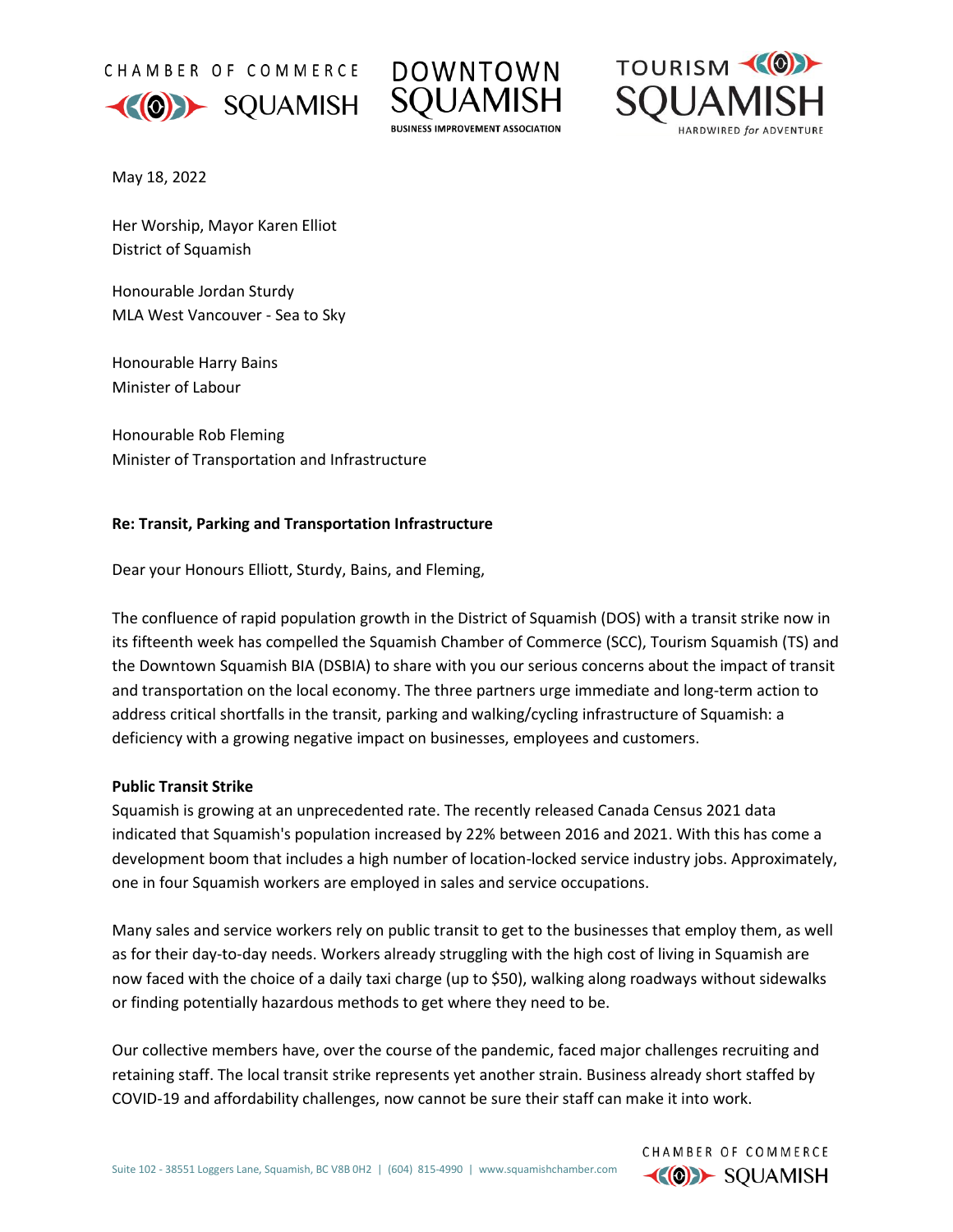CHAMBER OF COMMERCE SQUAMISH | DOWNTOWN SQUAMISH BUSINESS IMPROVEMENT ASSOCIATION | TOURISM SQUAMISH HARDWIRED *for* ADVENTURE

May 18, 2022

Her Worship, Mayor Karen Elliot
District of Squamish

Honourable Jordan Sturdy
MLA West Vancouver - Sea to Sky

Honourable Harry Bains
Minister of Labour

Honourable Rob Fleming
Minister of Transportation and Infrastructure

**Re: Transit, Parking and Transportation Infrastructure**

Dear your Honours Elliott, Sturdy, Bains, and Fleming,

The confluence of rapid population growth in the District of Squamish (DOS) with a transit strike now in its fifteenth week has compelled the Squamish Chamber of Commerce (SCC), Tourism Squamish (TS) and the Downtown Squamish BIA (DSBIA) to share with you our serious concerns about the impact of transit and transportation on the local economy. The three partners urge immediate and long-term action to address critical shortfalls in the transit, parking and walking/cycling infrastructure of Squamish: a deficiency with a growing negative impact on businesses, employees and customers.

**Public Transit Strike**

Squamish is growing at an unprecedented rate. The recently released Canada Census 2021 data indicated that Squamish's population increased by 22% between 2016 and 2021. With this has come a development boom that includes a high number of location-locked service industry jobs. Approximately, one in four Squamish workers are employed in sales and service occupations.

Many sales and service workers rely on public transit to get to the businesses that employ them, as well as for their day-to-day needs. Workers already struggling with the high cost of living in Squamish are now faced with the choice of a daily taxi charge (up to $50), walking along roadways without sidewalks or finding potentially hazardous methods to get where they need to be.

Our collective members have, over the course of the pandemic, faced major challenges recruiting and retaining staff. The local transit strike represents yet another strain. Business already short staffed by COVID-19 and affordability challenges, now cannot be sure their staff can make it into work.

Suite 102 - 38551 Loggers Lane, Squamish, BC V8B 0H2 | (604) 815-4990 | www.squamishchamber.com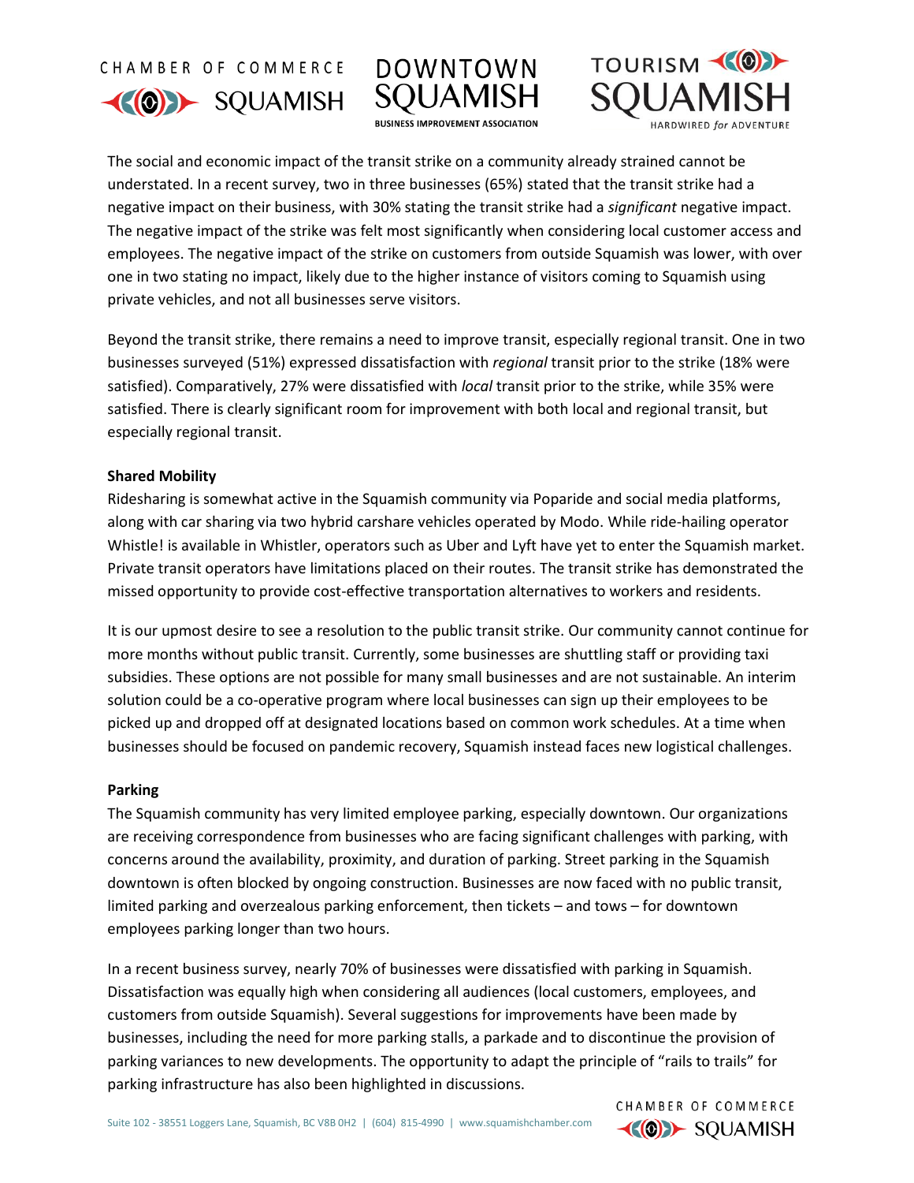The social and economic impact of the transit strike on a community already strained cannot be understated. In a recent survey, two in three businesses (65%) stated that the transit strike had a negative impact on their business, with 30% stating the transit strike had a *significant* negative impact. The negative impact of the strike was felt most significantly when considering local customer access and employees. The negative impact of the strike on customers from outside Squamish was lower, with over one in two stating no impact, likely due to the higher instance of visitors coming to Squamish using private vehicles, and not all businesses serve visitors.

Beyond the transit strike, there remains a need to improve transit, especially regional transit. One in two businesses surveyed (51%) expressed dissatisfaction with *regional* transit prior to the strike (18% were satisfied). Comparatively, 27% were dissatisfied with *local* transit prior to the strike, while 35% were satisfied. There is clearly significant room for improvement with both local and regional transit, but especially regional transit.

**Shared Mobility**

Ridesharing is somewhat active in the Squamish community via Poparide and social media platforms, along with car sharing via two hybrid carshare vehicles operated by Modo. While ride-hailing operator Whistle! is available in Whistler, operators such as Uber and Lyft have yet to enter the Squamish market. Private transit operators have limitations placed on their routes. The transit strike has demonstrated the missed opportunity to provide cost-effective transportation alternatives to workers and residents.

It is our upmost desire to see a resolution to the public transit strike. Our community cannot continue for more months without public transit. Currently, some businesses are shuttling staff or providing taxi subsidies. These options are not possible for many small businesses and are not sustainable. An interim solution could be a co-operative program where local businesses can sign up their employees to be picked up and dropped off at designated locations based on common work schedules. At a time when businesses should be focused on pandemic recovery, Squamish instead faces new logistical challenges.

**Parking**

The Squamish community has very limited employee parking, especially downtown. Our organizations are receiving correspondence from businesses who are facing significant challenges with parking, with concerns around the availability, proximity, and duration of parking. Street parking in the Squamish downtown is often blocked by ongoing construction. Businesses are now faced with no public transit, limited parking and overzealous parking enforcement, then tickets – and tows – for downtown employees parking longer than two hours.

In a recent business survey, nearly 70% of businesses were dissatisfied with parking in Squamish. Dissatisfaction was equally high when considering all audiences (local customers, employees, and customers from outside Squamish). Several suggestions for improvements have been made by businesses, including the need for more parking stalls, a parkade and to discontinue the provision of parking variances to new developments. The opportunity to adapt the principle of "rails to trails" for parking infrastructure has also been highlighted in discussions.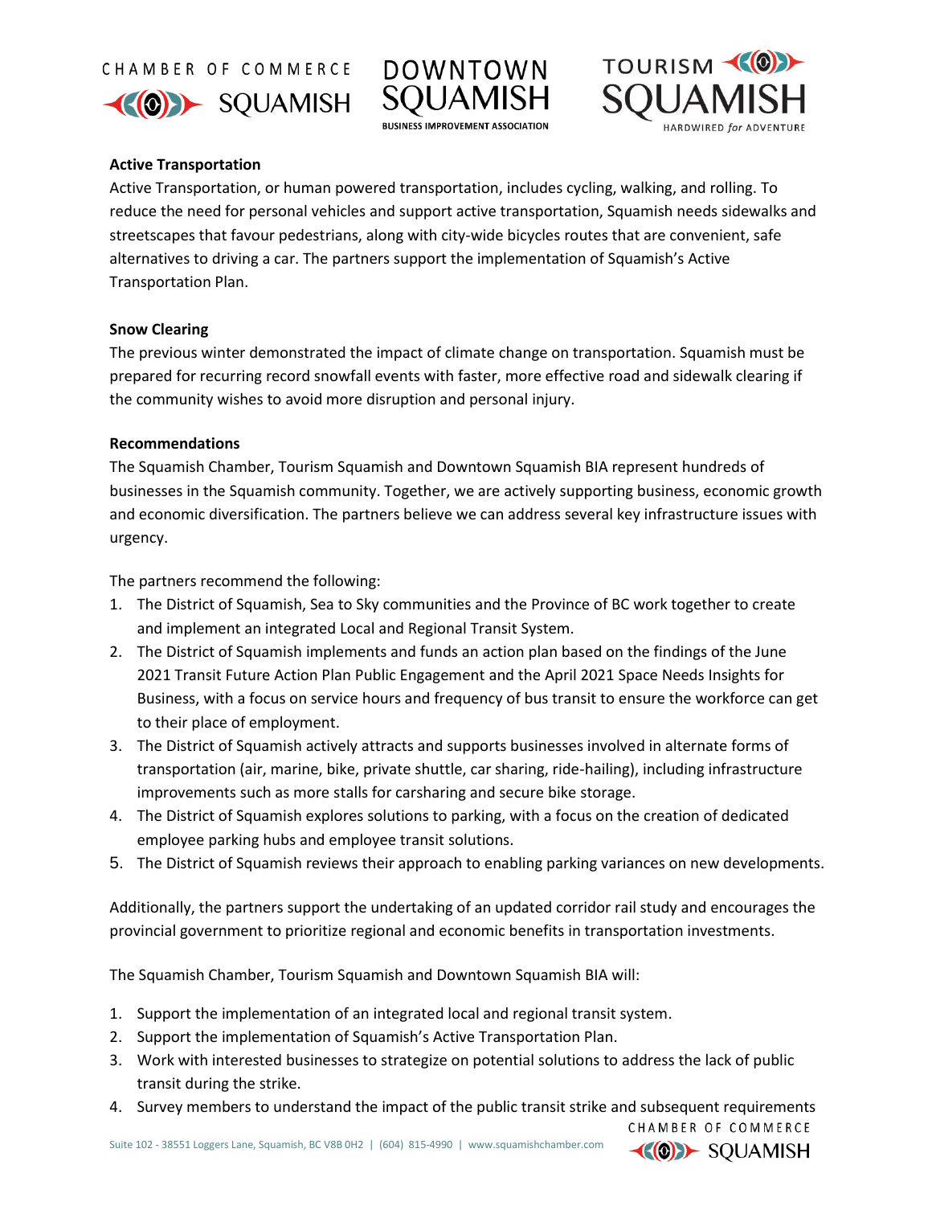**Active Transportation**

Active Transportation, or human powered transportation, includes cycling, walking, and rolling. To reduce the need for personal vehicles and support active transportation, Squamish needs sidewalks and streetscapes that favour pedestrians, along with city-wide bicycles routes that are convenient, safe alternatives to driving a car. The partners support the implementation of Squamish's Active Transportation Plan.

**Snow Clearing**

The previous winter demonstrated the impact of climate change on transportation. Squamish must be prepared for recurring record snowfall events with faster, more effective road and sidewalk clearing if the community wishes to avoid more disruption and personal injury.

**Recommendations**

The Squamish Chamber, Tourism Squamish and Downtown Squamish BIA represent hundreds of businesses in the Squamish community. Together, we are actively supporting business, economic growth and economic diversification. The partners believe we can address several key infrastructure issues with urgency.

The partners recommend the following:

1. The District of Squamish, Sea to Sky communities and the Province of BC work together to create and implement an integrated Local and Regional Transit System.
2. The District of Squamish implements and funds an action plan based on the findings of the June 2021 Transit Future Action Plan Public Engagement and the April 2021 Space Needs Insights for Business, with a focus on service hours and frequency of bus transit to ensure the workforce can get to their place of employment.
3. The District of Squamish actively attracts and supports businesses involved in alternate forms of transportation (air, marine, bike, private shuttle, car sharing, ride-hailing), including infrastructure improvements such as more stalls for carsharing and secure bike storage.
4. The District of Squamish explores solutions to parking, with a focus on the creation of dedicated employee parking hubs and employee transit solutions.
5. The District of Squamish reviews their approach to enabling parking variances on new developments.

Additionally, the partners support the undertaking of an updated corridor rail study and encourages the provincial government to prioritize regional and economic benefits in transportation investments.

The Squamish Chamber, Tourism Squamish and Downtown Squamish BIA will:

1. Support the implementation of an integrated local and regional transit system.
2. Support the implementation of Squamish's Active Transportation Plan.
3. Work with interested businesses to strategize on potential solutions to address the lack of public transit during the strike.
4. Survey members to understand the impact of the public transit strike and subsequent requirements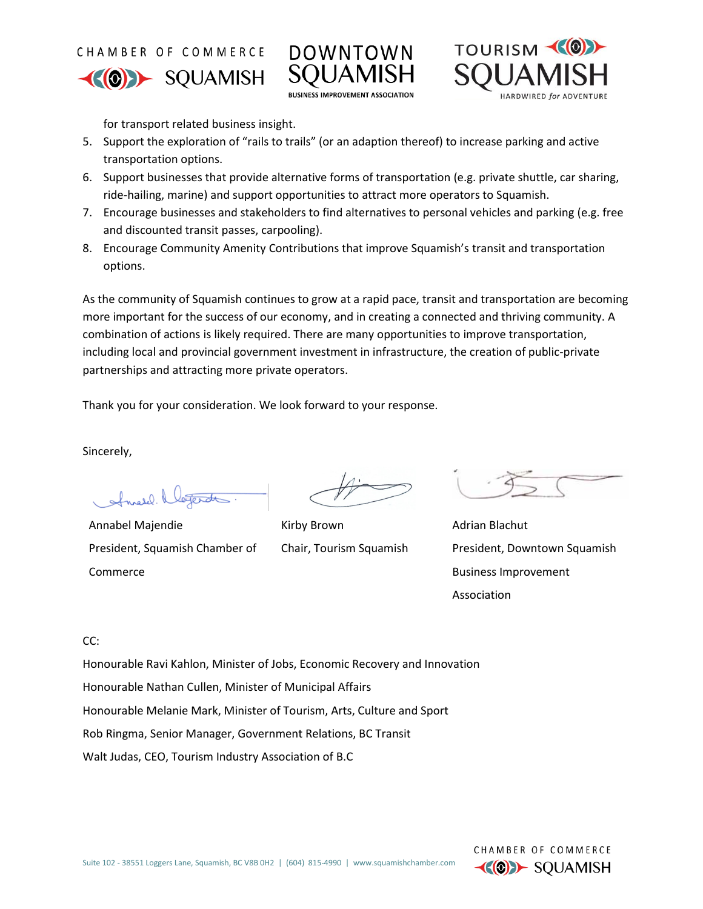for transport related business insight.

5. Support the exploration of "rails to trails" (or an adaption thereof) to increase parking and active transportation options.
6. Support businesses that provide alternative forms of transportation (e.g. private shuttle, car sharing, ride-hailing, marine) and support opportunities to attract more operators to Squamish.
7. Encourage businesses and stakeholders to find alternatives to personal vehicles and parking (e.g. free and discounted transit passes, carpooling).
8. Encourage Community Amenity Contributions that improve Squamish's transit and transportation options.

As the community of Squamish continues to grow at a rapid pace, transit and transportation are becoming more important for the success of our economy, and in creating a connected and thriving community. A combination of actions is likely required. There are many opportunities to improve transportation, including local and provincial government investment in infrastructure, the creation of public-private partnerships and attracting more private operators.

Thank you for your consideration. We look forward to your response.

Sincerely,

Annabel Majendie
President, Squamish Chamber of Commerce

Kirby Brown
Chair, Tourism Squamish

Adrian Blachut
President, Downtown Squamish Business Improvement Association

CC:

Honourable Ravi Kahlon, Minister of Jobs, Economic Recovery and Innovation

Honourable Nathan Cullen, Minister of Municipal Affairs

Honourable Melanie Mark, Minister of Tourism, Arts, Culture and Sport

Rob Ringma, Senior Manager, Government Relations, BC Transit

Walt Judas, CEO, Tourism Industry Association of B.C